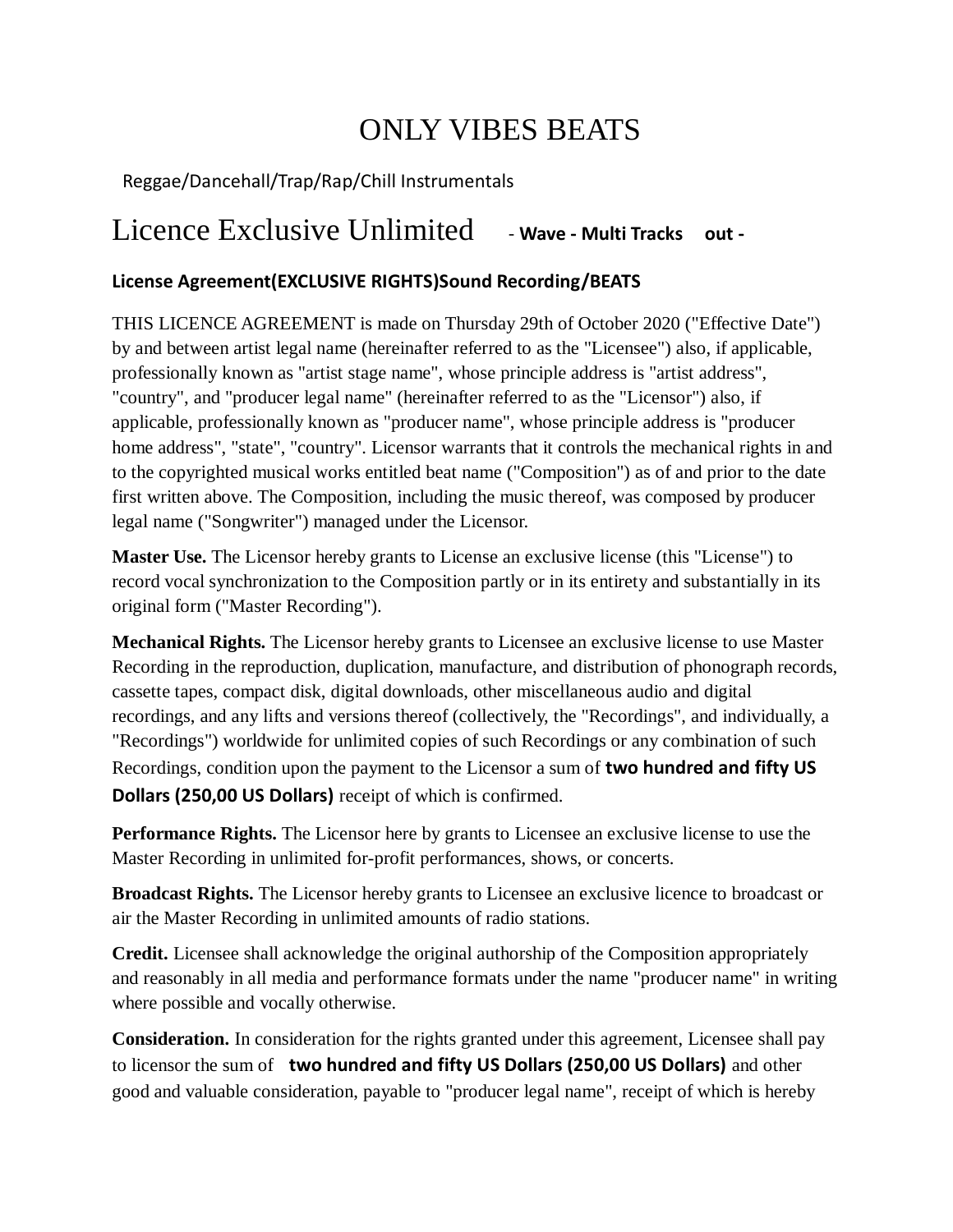# ONLY VIBES BEATS

Reggae/Dancehall/Trap/Rap/Chill Instrumentals

## Licence Exclusive Unlimited - **Wave - Multi Tracks out -**

### License Agreement(EXCLUSIVE RIGHTS)Sound Recording/BEATS

THIS LICENCE AGREEMENT is made on Thursday 29th of October 2020 ("Effective Date") by and between artist legal name (hereinafter referred to as the "Licensee") also, if applicable, professionally known as "artist stage name", whose principle address is "artist address", "country", and "producer legal name" (hereinafter referred to as the "Licensor") also, if applicable, professionally known as "producer name", whose principle address is "producer home address", "state", "country". Licensor warrants that it controls the mechanical rights in and to the copyrighted musical works entitled beat name ("Composition") as of and prior to the date first written above. The Composition, including the music thereof, was composed by producer legal name ("Songwriter") managed under the Licensor.

**Master Use.** The Licensor hereby grants to License an exclusive license (this "License") to record vocal synchronization to the Composition partly or in its entirety and substantially in its original form ("Master Recording").

**Mechanical Rights.** The Licensor hereby grants to Licensee an exclusive license to use Master Recording in the reproduction, duplication, manufacture, and distribution of phonograph records, cassette tapes, compact disk, digital downloads, other miscellaneous audio and digital recordings, and any lifts and versions thereof (collectively, the "Recordings", and individually, a "Recordings") worldwide for unlimited copies of such Recordings or any combination of such Recordings, condition upon the payment to the Licensor a sum of **two hundred and fifty US Dollars (250,00 US Dollars)** receipt of which is confirmed.

**Performance Rights.** The Licensor here by grants to Licensee an exclusive license to use the Master Recording in unlimited for-profit performances, shows, or concerts.

**Broadcast Rights.** The Licensor hereby grants to Licensee an exclusive licence to broadcast or air the Master Recording in unlimited amounts of radio stations.

**Credit.** Licensee shall acknowledge the original authorship of the Composition appropriately and reasonably in all media and performance formats under the name "producer name" in writing where possible and vocally otherwise.

**Consideration.** In consideration for the rights granted under this agreement, Licensee shall pay to licensor the sum of **two hundred and fifty US Dollars (250,00 US Dollars)** and other good and valuable consideration, payable to "producer legal name", receipt of which is hereby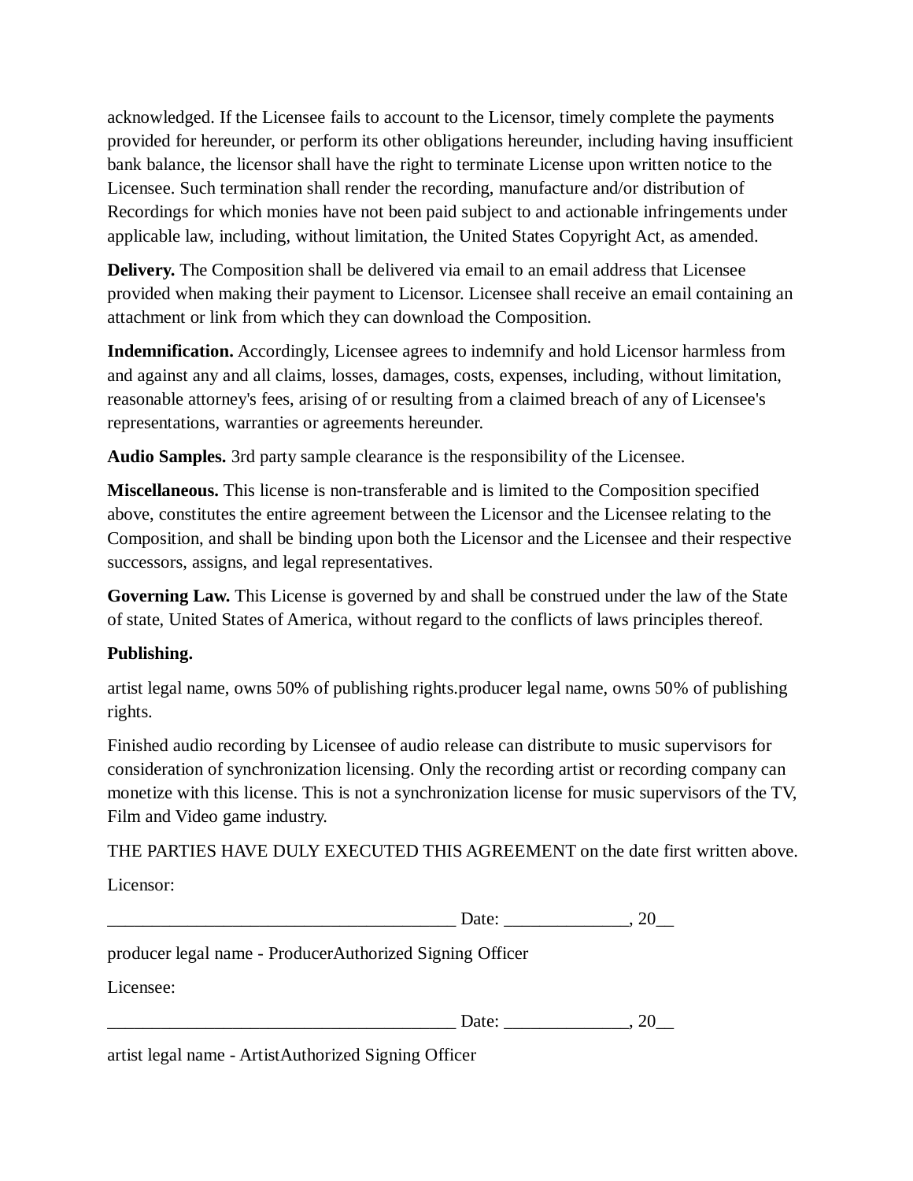acknowledged. If the Licensee fails to account to the Licensor, timely complete the payments provided for hereunder, or perform its other obligations hereunder, including having insufficient bank balance, the licensor shall have the right to terminate License upon written notice to the Licensee. Such termination shall render the recording, manufacture and/or distribution of Recordings for which monies have not been paid subject to and actionable infringements under applicable law, including, without limitation, the United States Copyright Act, as amended.

**Delivery.** The Composition shall be delivered via email to an email address that Licensee provided when making their payment to Licensor. Licensee shall receive an email containing an attachment or link from which they can download the Composition.

**Indemnification.** Accordingly, Licensee agrees to indemnify and hold Licensor harmless from and against any and all claims, losses, damages, costs, expenses, including, without limitation, reasonable attorney's fees, arising of or resulting from a claimed breach of any of Licensee's representations, warranties or agreements hereunder.

**Audio Samples.** 3rd party sample clearance is the responsibility of the Licensee.

**Miscellaneous.** This license is non-transferable and is limited to the Composition specified above, constitutes the entire agreement between the Licensor and the Licensee relating to the Composition, and shall be binding upon both the Licensor and the Licensee and their respective successors, assigns, and legal representatives.

**Governing Law.** This License is governed by and shall be construed under the law of the State of state, United States of America, without regard to the conflicts of laws principles thereof.

**Publishing.**

artist legal name, owns 50% of publishing rights.producer legal name, owns 50% of publishing rights.

Finished audio recording by Licensee of audio release can distribute to music supervisors for consideration of synchronization licensing. Only the recording artist or recording company can monetize with this license. This is not a synchronization license for music supervisors of the TV, Film and Video game industry.

THE PARTIES HAVE DULY EXECUTED THIS AGREEMENT on the date first written above.

Licensor:

_______________________________________ Date: ______________, 20__

producer legal name - ProducerAuthorized Signing Officer

Licensee:

_______________________________________ Date: ______________, 20__

artist legal name - ArtistAuthorized Signing Officer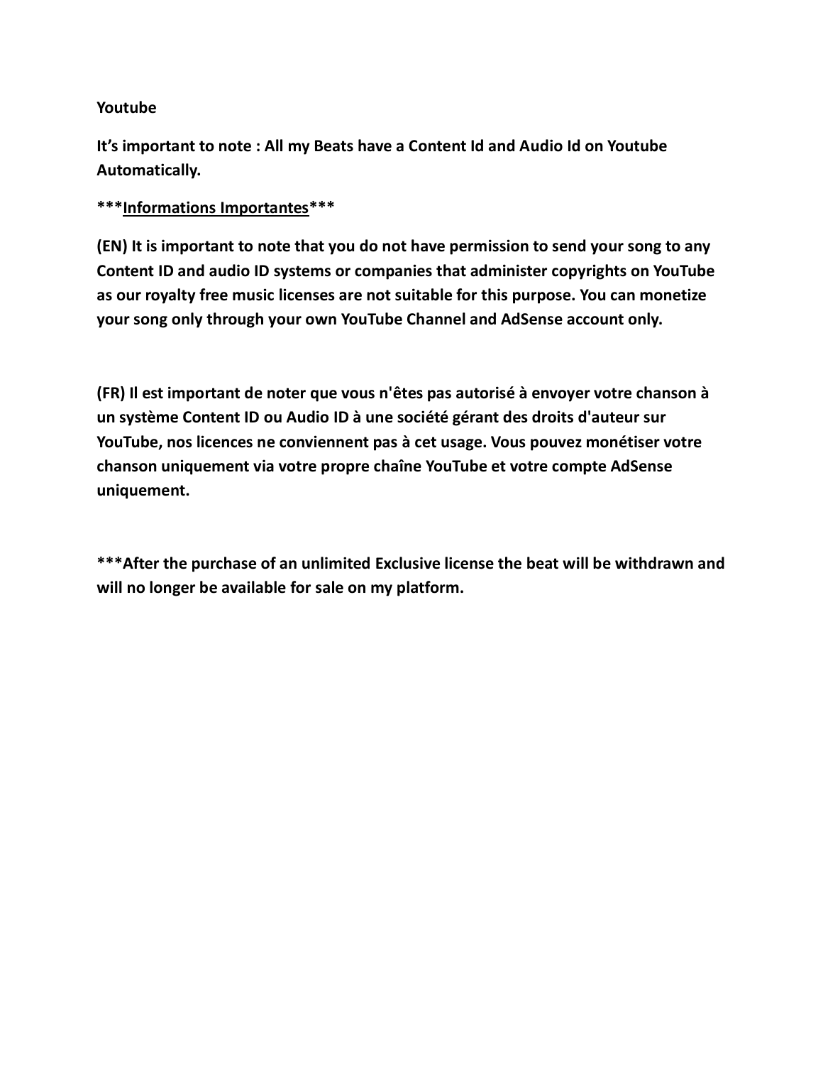**Youtube**

**It’s important to note : All my Beats have a Content Id and Audio Id on Youtube Automatically.**

**\*\*\*<u>Informations Importantes</u>\*\*\***

**(EN) It is important to note that you do not have permission to send your song to any Content ID and audio ID systems or companies that administer copyrights on YouTube as our royalty free music licenses are not suitable for this purpose. You can monetize your song only through your own YouTube Channel and AdSense account only.**

**(FR) Il est important de noter que vous n'êtes pas autorisé à envoyer votre chanson à un système Content ID ou Audio ID à une société gérant des droits d'auteur sur YouTube, nos licences ne conviennent pas à cet usage. Vous pouvez monétiser votre chanson uniquement via votre propre chaîne YouTube et votre compte AdSense uniquement.**

**\*\*\*After the purchase of an unlimited Exclusive license the beat will be withdrawn and will no longer be available for sale on my platform.**